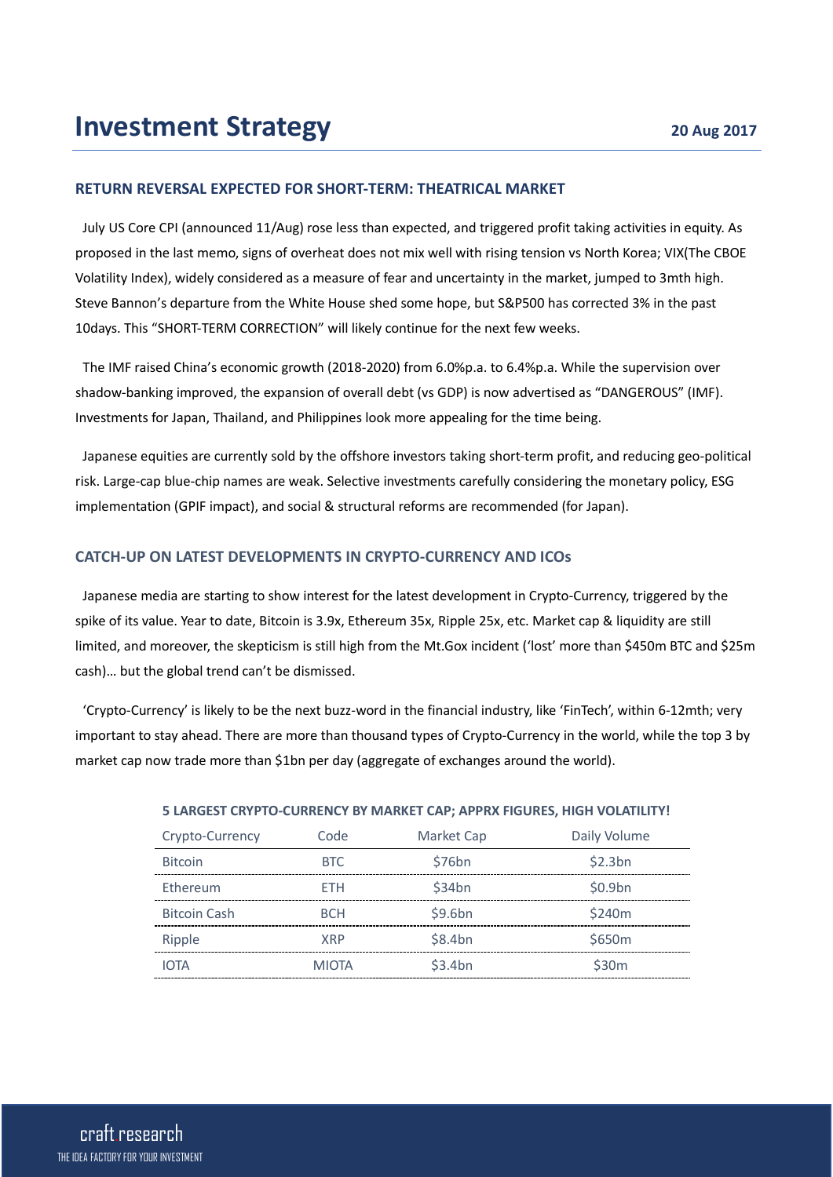# Investment Strategy

**20 Aug 2017**

### RETURN REVERSAL EXPECTED FOR SHORT-TERM: THEATRICAL MARKET

July US Core CPI (announced 11/Aug) rose less than expected, and triggered profit taking activities in equity. As proposed in the last memo, signs of overheat does not mix well with rising tension vs North Korea; VIX(The CBOE Volatility Index), widely considered as a measure of fear and uncertainty in the market, jumped to 3mth high. Steve Bannon's departure from the White House shed some hope, but S&P500 has corrected 3% in the past 10days. This "SHORT-TERM CORRECTION" will likely continue for the next few weeks.

The IMF raised China's economic growth (2018-2020) from 6.0%p.a. to 6.4%p.a. While the supervision over shadow-banking improved, the expansion of overall debt (vs GDP) is now advertised as "DANGEROUS" (IMF). Investments for Japan, Thailand, and Philippines look more appealing for the time being.

Japanese equities are currently sold by the offshore investors taking short-term profit, and reducing geo-political risk. Large-cap blue-chip names are weak. Selective investments carefully considering the monetary policy, ESG implementation (GPIF impact), and social & structural reforms are recommended (for Japan).

### CATCH-UP ON LATEST DEVELOPMENTS IN CRYPTO-CURRENCY AND ICOs

Japanese media are starting to show interest for the latest development in Crypto-Currency, triggered by the spike of its value. Year to date, Bitcoin is 3.9x, Ethereum 35x, Ripple 25x, etc. Market cap & liquidity are still limited, and moreover, the skepticism is still high from the Mt.Gox incident ('lost' more than $450m BTC and $25m cash)… but the global trend can't be dismissed.

'Crypto-Currency' is likely to be the next buzz-word in the financial industry, like 'FinTech', within 6-12mth; very important to stay ahead. There are more than thousand types of Crypto-Currency in the world, while the top 3 by market cap now trade more than $1bn per day (aggregate of exchanges around the world).

**5 LARGEST CRYPTO-CURRENCY BY MARKET CAP; APPRX FIGURES, HIGH VOLATILITY!**

| Crypto-Currency | Code | Market Cap | Daily Volume |
|---|---|---|---|
| Bitcoin | BTC | $76bn | $2.3bn |
| Ethereum | ETH | $34bn | $0.9bn |
| Bitcoin Cash | BCH | $9.6bn | $240m |
| Ripple | XRP | $8.4bn | $650m |
| IOTA | MIOTA | $3.4bn | $30m |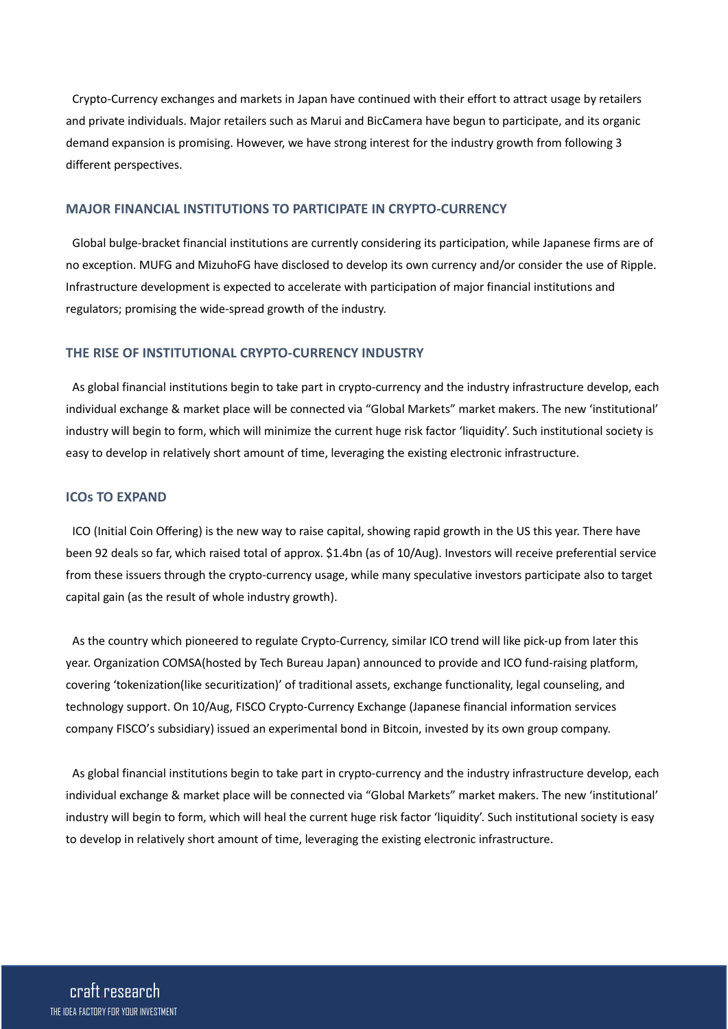Crypto-Currency exchanges and markets in Japan have continued with their effort to attract usage by retailers and private individuals. Major retailers such as Marui and BicCamera have begun to participate, and its organic demand expansion is promising. However, we have strong interest for the industry growth from following 3 different perspectives.

## MAJOR FINANCIAL INSTITUTIONS TO PARTICIPATE IN CRYPTO-CURRENCY

Global bulge-bracket financial institutions are currently considering its participation, while Japanese firms are of no exception. MUFG and MizuhoFG have disclosed to develop its own currency and/or consider the use of Ripple. Infrastructure development is expected to accelerate with participation of major financial institutions and regulators; promising the wide-spread growth of the industry.

## THE RISE OF INSTITUTIONAL CRYPTO-CURRENCY INDUSTRY

As global financial institutions begin to take part in crypto-currency and the industry infrastructure develop, each individual exchange & market place will be connected via "Global Markets" market makers. The new 'institutional' industry will begin to form, which will minimize the current huge risk factor 'liquidity'. Such institutional society is easy to develop in relatively short amount of time, leveraging the existing electronic infrastructure.

## ICOs TO EXPAND

ICO (Initial Coin Offering) is the new way to raise capital, showing rapid growth in the US this year. There have been 92 deals so far, which raised total of approx. $1.4bn (as of 10/Aug). Investors will receive preferential service from these issuers through the crypto-currency usage, while many speculative investors participate also to target capital gain (as the result of whole industry growth).

As the country which pioneered to regulate Crypto-Currency, similar ICO trend will like pick-up from later this year. Organization COMSA(hosted by Tech Bureau Japan) announced to provide and ICO fund-raising platform, covering 'tokenization(like securitization)' of traditional assets, exchange functionality, legal counseling, and technology support. On 10/Aug, FISCO Crypto-Currency Exchange (Japanese financial information services company FISCO's subsidiary) issued an experimental bond in Bitcoin, invested by its own group company.

As global financial institutions begin to take part in crypto-currency and the industry infrastructure develop, each individual exchange & market place will be connected via "Global Markets" market makers. The new 'institutional' industry will begin to form, which will heal the current huge risk factor 'liquidity'. Such institutional society is easy to develop in relatively short amount of time, leveraging the existing electronic infrastructure.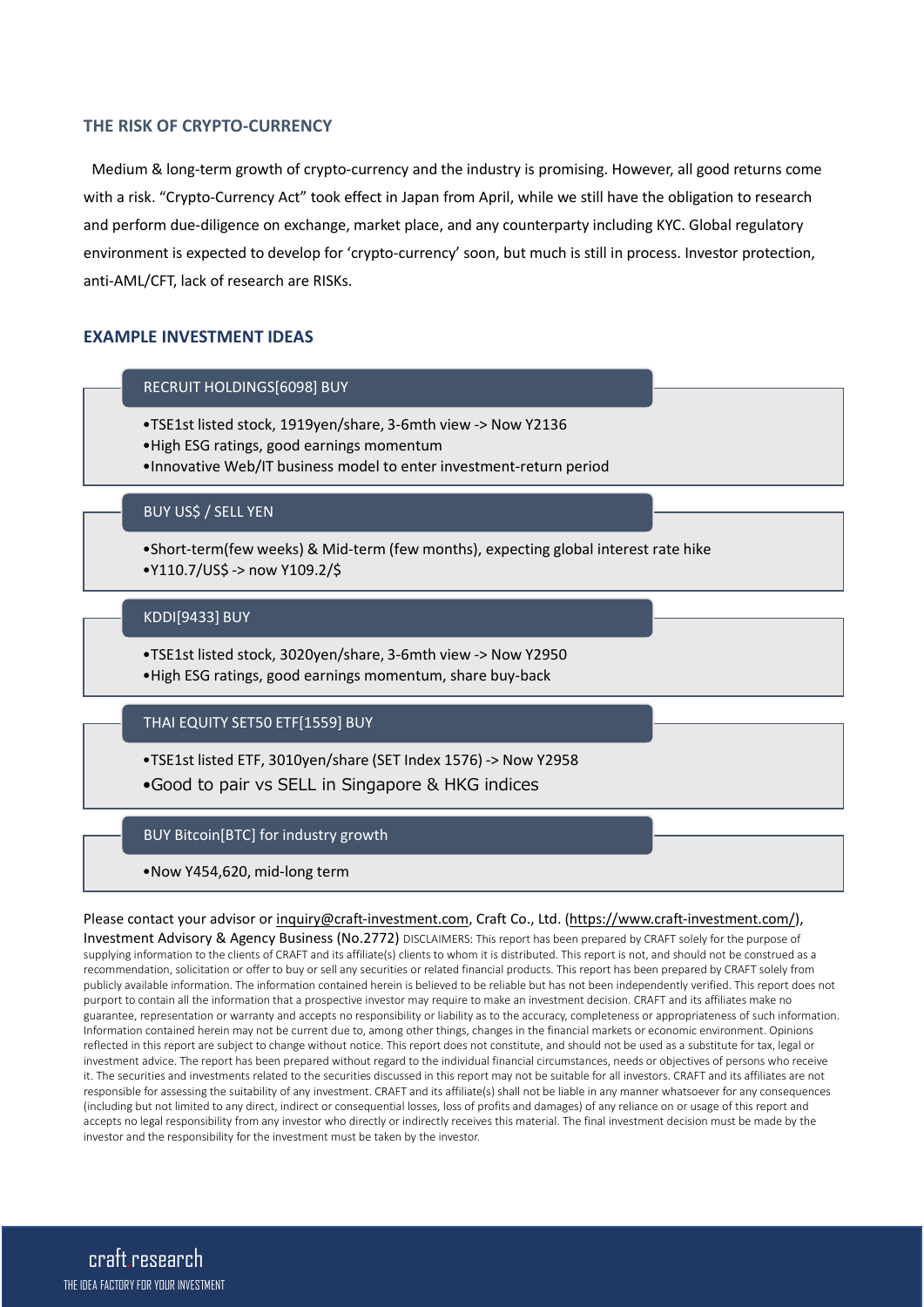## THE RISK OF CRYPTO-CURRENCY

Medium & long-term growth of crypto-currency and the industry is promising. However, all good returns come with a risk. "Crypto-Currency Act" took effect in Japan from April, while we still have the obligation to research and perform due-diligence on exchange, market place, and any counterparty including KYC. Global regulatory environment is expected to develop for 'crypto-currency' soon, but much is still in process. Investor protection, anti-AML/CFT, lack of research are RISKs.

## EXAMPLE INVESTMENT IDEAS

### RECRUIT HOLDINGS[6098] BUY

- TSE1st listed stock, 1919yen/share, 3-6mth view -> Now Y2136
- High ESG ratings, good earnings momentum
- Innovative Web/IT business model to enter investment-return period

### BUY US$ / SELL YEN

- Short-term(few weeks) & Mid-term (few months), expecting global interest rate hike
- Y110.7/US$ -> now Y109.2/$

### KDDI[9433] BUY

- TSE1st listed stock, 3020yen/share, 3-6mth view -> Now Y2950
- High ESG ratings, good earnings momentum, share buy-back

### THAI EQUITY SET50 ETF[1559] BUY

- TSE1st listed ETF, 3010yen/share (SET Index 1576) -> Now Y2958
- Good to pair vs SELL in Singapore & HKG indices

### BUY Bitcoin[BTC] for industry growth

- Now Y454,620, mid-long term

Please contact your advisor or inquiry@craft-investment.com, Craft Co., Ltd. (https://www.craft-investment.com/), Investment Advisory & Agency Business (No.2772) DISCLAIMERS: This report has been prepared by CRAFT solely for the purpose of supplying information to the clients of CRAFT and its affiliate(s) clients to whom it is distributed. This report is not, and should not be construed as a recommendation, solicitation or offer to buy or sell any securities or related financial products. This report has been prepared by CRAFT solely from publicly available information. The information contained herein is believed to be reliable but has not been independently verified. This report does not purport to contain all the information that a prospective investor may require to make an investment decision. CRAFT and its affiliates make no guarantee, representation or warranty and accepts no responsibility or liability as to the accuracy, completeness or appropriateness of such information. Information contained herein may not be current due to, among other things, changes in the financial markets or economic environment. Opinions reflected in this report are subject to change without notice. This report does not constitute, and should not be used as a substitute for tax, legal or investment advice. The report has been prepared without regard to the individual financial circumstances, needs or objectives of persons who receive it. The securities and investments related to the securities discussed in this report may not be suitable for all investors. CRAFT and its affiliates are not responsible for assessing the suitability of any investment. CRAFT and its affiliate(s) shall not be liable in any manner whatsoever for any consequences (including but not limited to any direct, indirect or consequential losses, loss of profits and damages) of any reliance on or usage of this report and accepts no legal responsibility from any investor who directly or indirectly receives this material. The final investment decision must be made by the investor and the responsibility for the investment must be taken by the investor.

craft.research

THE IDEA FACTORY FOR YOUR INVESTMENT